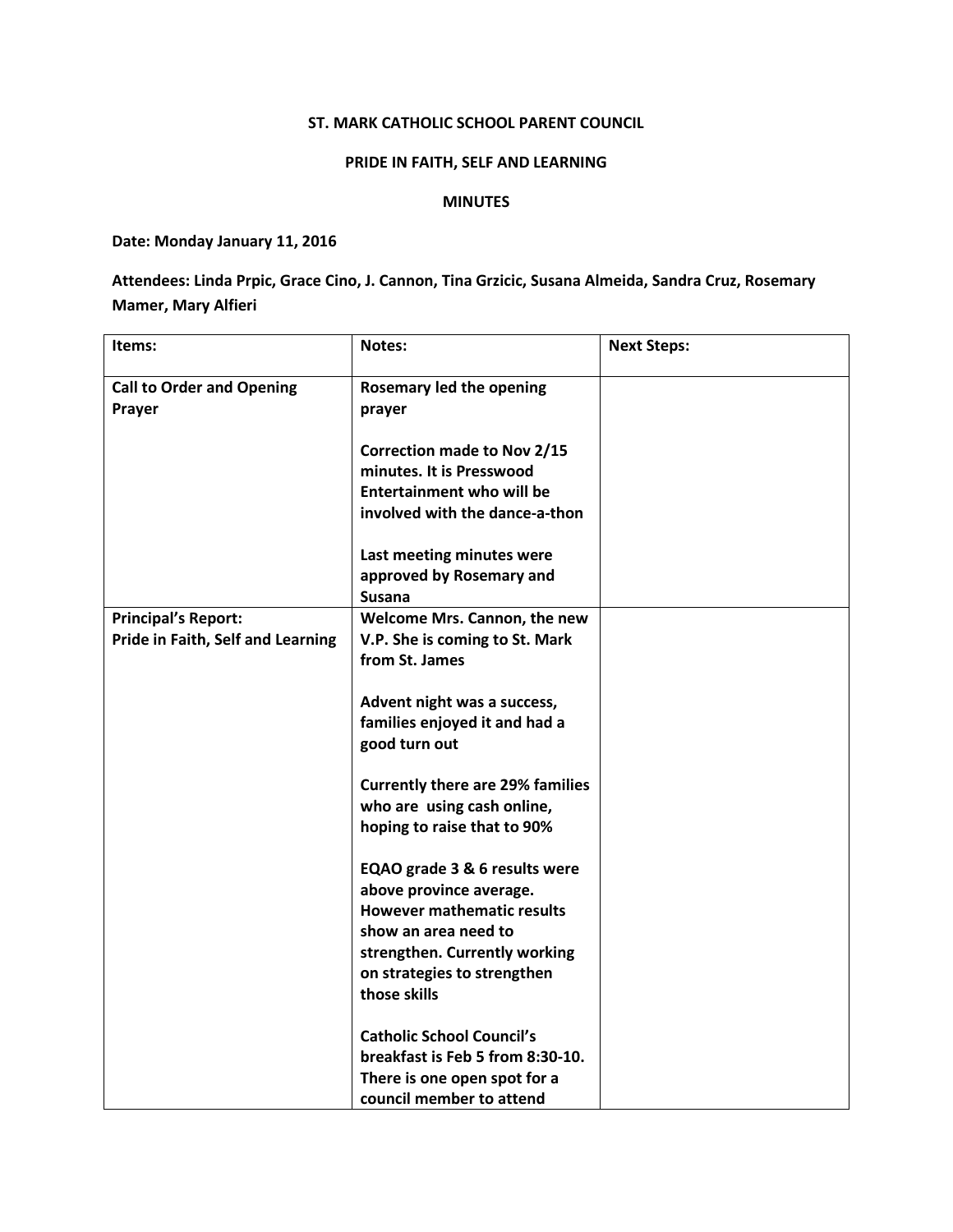# ST. MARK CATHOLIC SCHOOL PARENT COUNCIL

## PRIDE IN FAITH, SELF AND LEARNING

## MINUTES

**Date: Monday January 11, 2016**

**Attendees: Linda Prpic, Grace Cino, J. Cannon, Tina Grzicic, Susana Almeida, Sandra Cruz, Rosemary Mamer, Mary Alfieri**

| Items: | Notes: | Next Steps: |
|---|---|---|
| **Call to Order and Opening Prayer** | **Rosemary led the opening prayer**<br><br>**Correction made to Nov 2/15 minutes. It is Presswood Entertainment who will be involved with the dance-a-thon**<br><br>**Last meeting minutes were approved by Rosemary and Susana** | |
| **Principal's Report: Pride in Faith, Self and Learning** | **Welcome Mrs. Cannon, the new V.P. She is coming to St. Mark from St. James**<br><br>**Advent night was a success, families enjoyed it and had a good turn out**<br><br>**Currently there are 29% families who are using cash online, hoping to raise that to 90%**<br><br>**EQAO grade 3 & 6 results were above province average. However mathematic results show an area need to strengthen. Currently working on strategies to strengthen those skills**<br><br>**Catholic School Council's breakfast is Feb 5 from 8:30-10. There is one open spot for a council member to attend** | |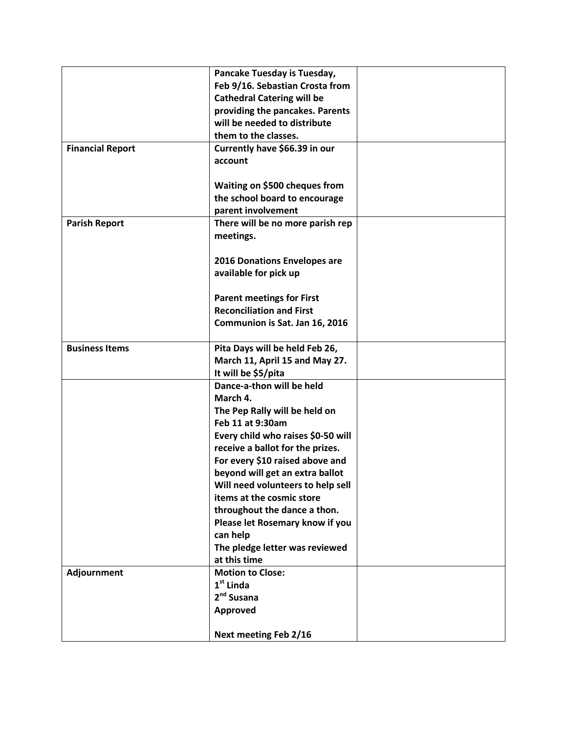| | | |
|---|---|---|
| | **Pancake Tuesday is Tuesday, Feb 9/16. Sebastian Crosta from Cathedral Catering will be providing the pancakes. Parents will be needed to distribute them to the classes.** | |
| **Financial Report** | **Currently have $66.39 in our account**<br><br>**Waiting on $500 cheques from the school board to encourage parent involvement** | |
| **Parish Report** | **There will be no more parish rep meetings.**<br><br>**2016 Donations Envelopes are available for pick up**<br><br>**Parent meetings for First Reconciliation and First Communion is Sat. Jan 16, 2016** | |
| **Business Items** | **Pita Days will be held Feb 26, March 11, April 15 and May 27. It will be $5/pita** | |
| | **Dance-a-thon will be held March 4.**<br>**The Pep Rally will be held on Feb 11 at 9:30am**<br>**Every child who raises $0-50 will receive a ballot for the prizes. For every $10 raised above and beyond will get an extra ballot**<br>**Will need volunteers to help sell items at the cosmic store throughout the dance a thon. Please let Rosemary know if you can help**<br>**The pledge letter was reviewed at this time** | |
| **Adjournment** | **Motion to Close:**<br>**1st Linda**<br>**2nd Susana**<br>**Approved**<br><br>**Next meeting Feb 2/16** | |